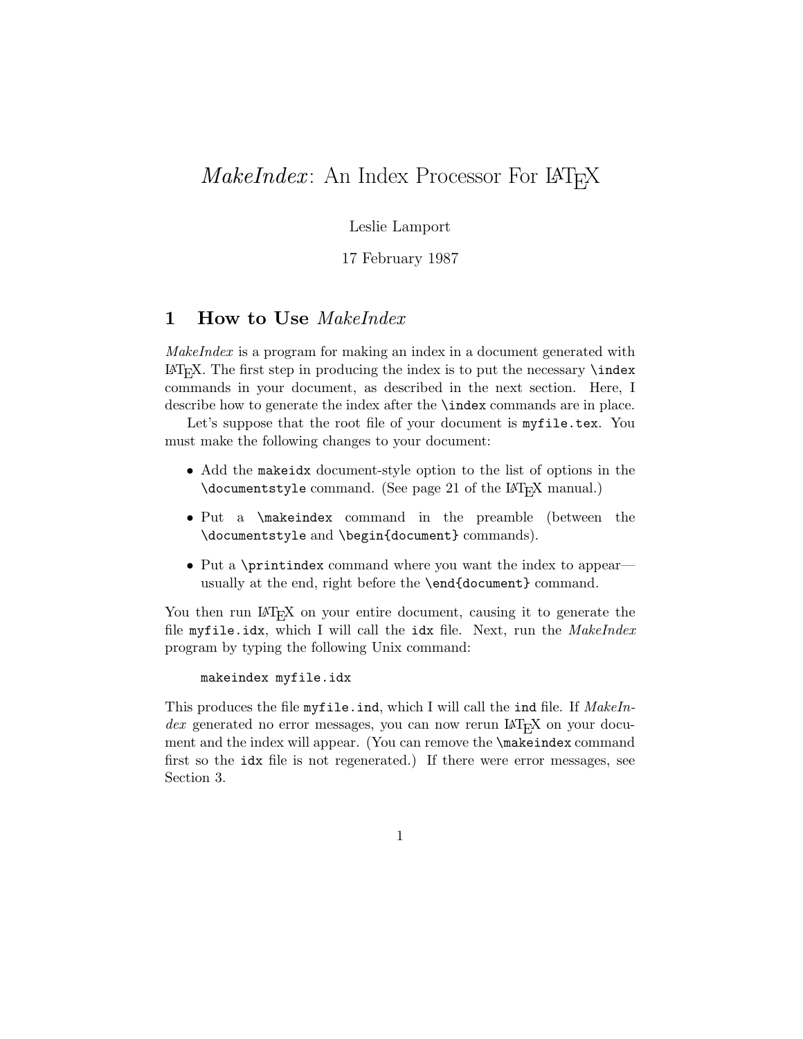# *MakeIndex*: An Index Processor For LaTeX

Leslie Lamport

17 February 1987

## 1 How to Use *MakeIndex*

*MakeIndex* is a program for making an index in a document generated with LaTeX. The first step in producing the index is to put the necessary `\index` commands in your document, as described in the next section. Here, I describe how to generate the index after the `\index` commands are in place.

Let's suppose that the root file of your document is `myfile.tex`. You must make the following changes to your document:

- Add the `makeidx` document-style option to the list of options in the `\documentstyle` command. (See page 21 of the LaTeX manual.)
- Put a `\makeindex` command in the preamble (between the `\documentstyle` and `\begin{document}` commands).
- Put a `\printindex` command where you want the index to appear—usually at the end, right before the `\end{document}` command.

You then run LaTeX on your entire document, causing it to generate the file `myfile.idx`, which I will call the `idx` file. Next, run the *MakeIndex* program by typing the following Unix command:

```
makeindex myfile.idx
```

This produces the file `myfile.ind`, which I will call the `ind` file. If *MakeIndex* generated no error messages, you can now rerun LaTeX on your document and the index will appear. (You can remove the `\makeindex` command first so the `idx` file is not regenerated.) If there were error messages, see Section 3.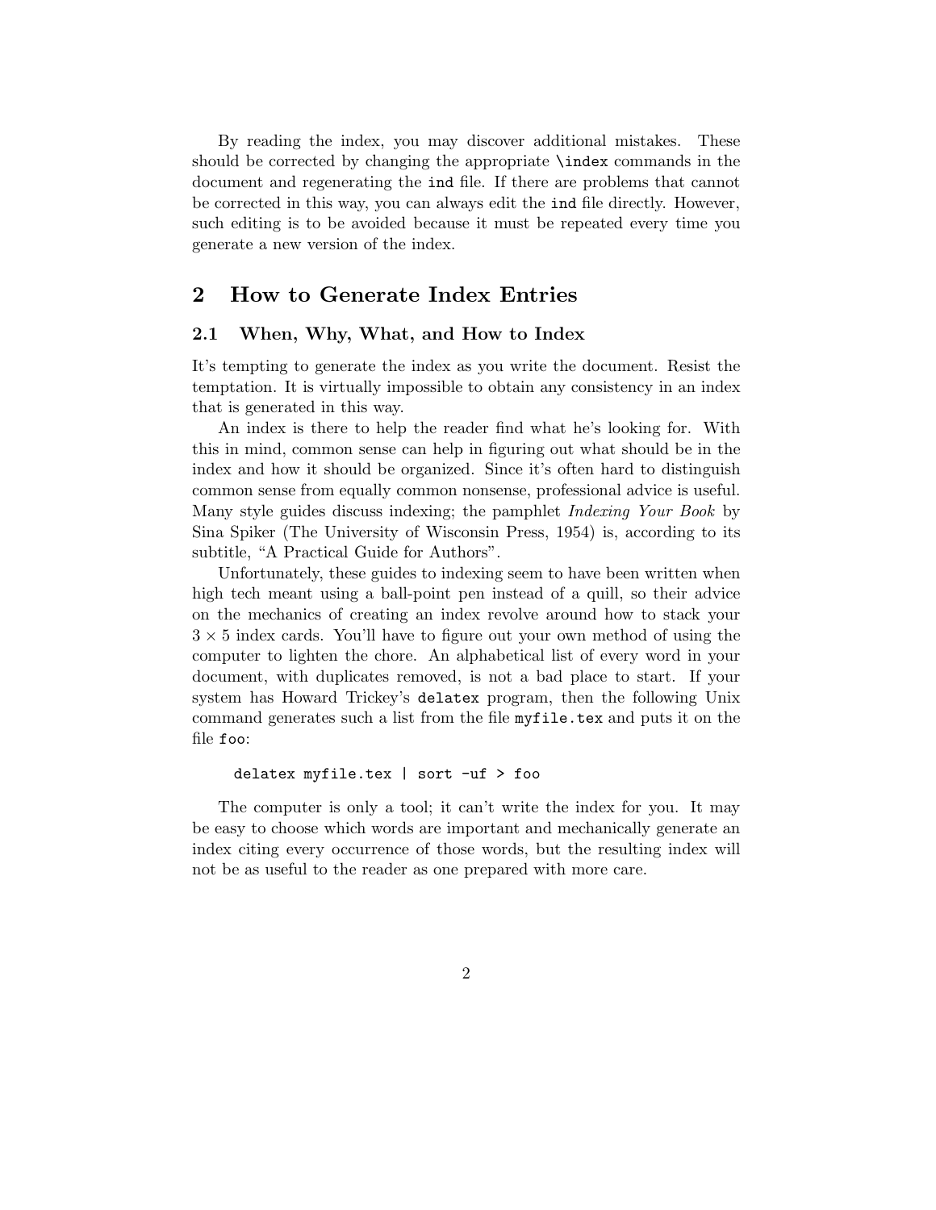By reading the index, you may discover additional mistakes. These should be corrected by changing the appropriate `\index` commands in the document and regenerating the `ind` file. If there are problems that cannot be corrected in this way, you can always edit the `ind` file directly. However, such editing is to be avoided because it must be repeated every time you generate a new version of the index.

## 2 How to Generate Index Entries

### 2.1 When, Why, What, and How to Index

It's tempting to generate the index as you write the document. Resist the temptation. It is virtually impossible to obtain any consistency in an index that is generated in this way.

An index is there to help the reader find what he's looking for. With this in mind, common sense can help in figuring out what should be in the index and how it should be organized. Since it's often hard to distinguish common sense from equally common nonsense, professional advice is useful. Many style guides discuss indexing; the pamphlet *Indexing Your Book* by Sina Spiker (The University of Wisconsin Press, 1954) is, according to its subtitle, "A Practical Guide for Authors".

Unfortunately, these guides to indexing seem to have been written when high tech meant using a ball-point pen instead of a quill, so their advice on the mechanics of creating an index revolve around how to stack your $3 \times 5$ index cards. You'll have to figure out your own method of using the computer to lighten the chore. An alphabetical list of every word in your document, with duplicates removed, is not a bad place to start. If your system has Howard Trickey's `delatex` program, then the following Unix command generates such a list from the file `myfile.tex` and puts it on the file `foo`:

```
delatex myfile.tex | sort -uf > foo
```

The computer is only a tool; it can't write the index for you. It may be easy to choose which words are important and mechanically generate an index citing every occurrence of those words, but the resulting index will not be as useful to the reader as one prepared with more care.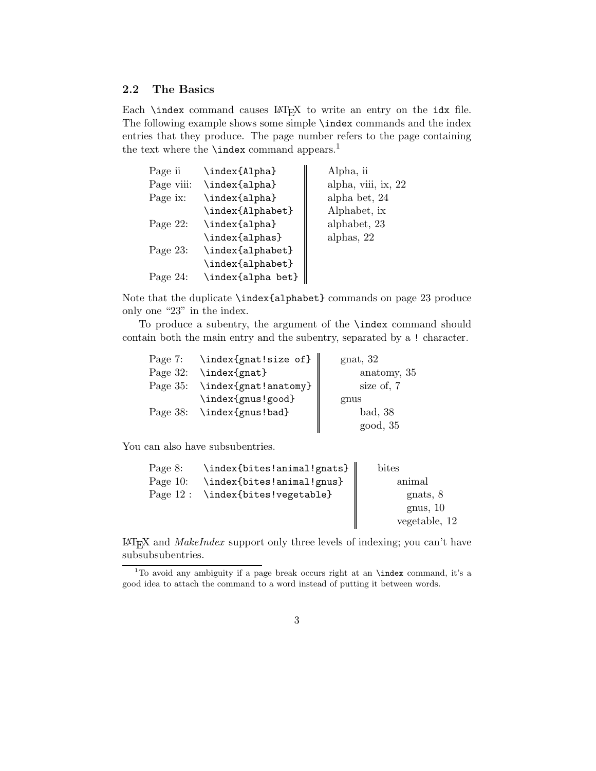## 2.2 The Basics

Each `\index` command causes LaTeX to write an entry on the `idx` file. The following example shows some simple `\index` commands and the index entries that they produce. The page number refers to the page containing the text where the `\index` command appears.[1]

| Page | Command | Index entry |
|---|---|---|
| Page ii | `\index{Alpha}` | Alpha, ii |
| Page viii: | `\index{alpha}` | alpha, viii, ix, 22 |
| Page ix: | `\index{alpha}` | alpha bet, 24 |
| | `\index{Alphabet}` | Alphabet, ix |
| Page 22: | `\index{alpha}` | alphabet, 23 |
| | `\index{alphas}` | alphas, 22 |
| Page 23: | `\index{alphabet}` | |
| | `\index{alphabet}` | |
| Page 24: | `\index{alpha bet}` | |

Note that the duplicate `\index{alphabet}` commands on page 23 produce only one "23" in the index.

To produce a subentry, the argument of the `\index` command should contain both the main entry and the subentry, separated by a `!` character.

| Page | Command | Index entry |
|---|---|---|
| Page 7: | `\index{gnat!size of}` | gnat, 32 |
| Page 32: | `\index{gnat}` | anatomy, 35 |
| Page 35: | `\index{gnat!anatomy}` | size of, 7 |
| | `\index{gnus!good}` | gnus |
| Page 38: | `\index{gnus!bad}` | bad, 38 |
| | | good, 35 |

You can also have subsubentries.

| Page | Command | Index entry |
|---|---|---|
| Page 8: | `\index{bites!animal!gnats}` | bites |
| Page 10: | `\index{bites!animal!gnus}` | animal |
| Page 12 : | `\index{bites!vegetable}` | gnats, 8 |
| | | gnus, 10 |
| | | vegetable, 12 |

LaTeX and *MakeIndex* support only three levels of indexing; you can't have subsubsubentries.

[1] To avoid any ambiguity if a page break occurs right at an `\index` command, it's a good idea to attach the command to a word instead of putting it between words.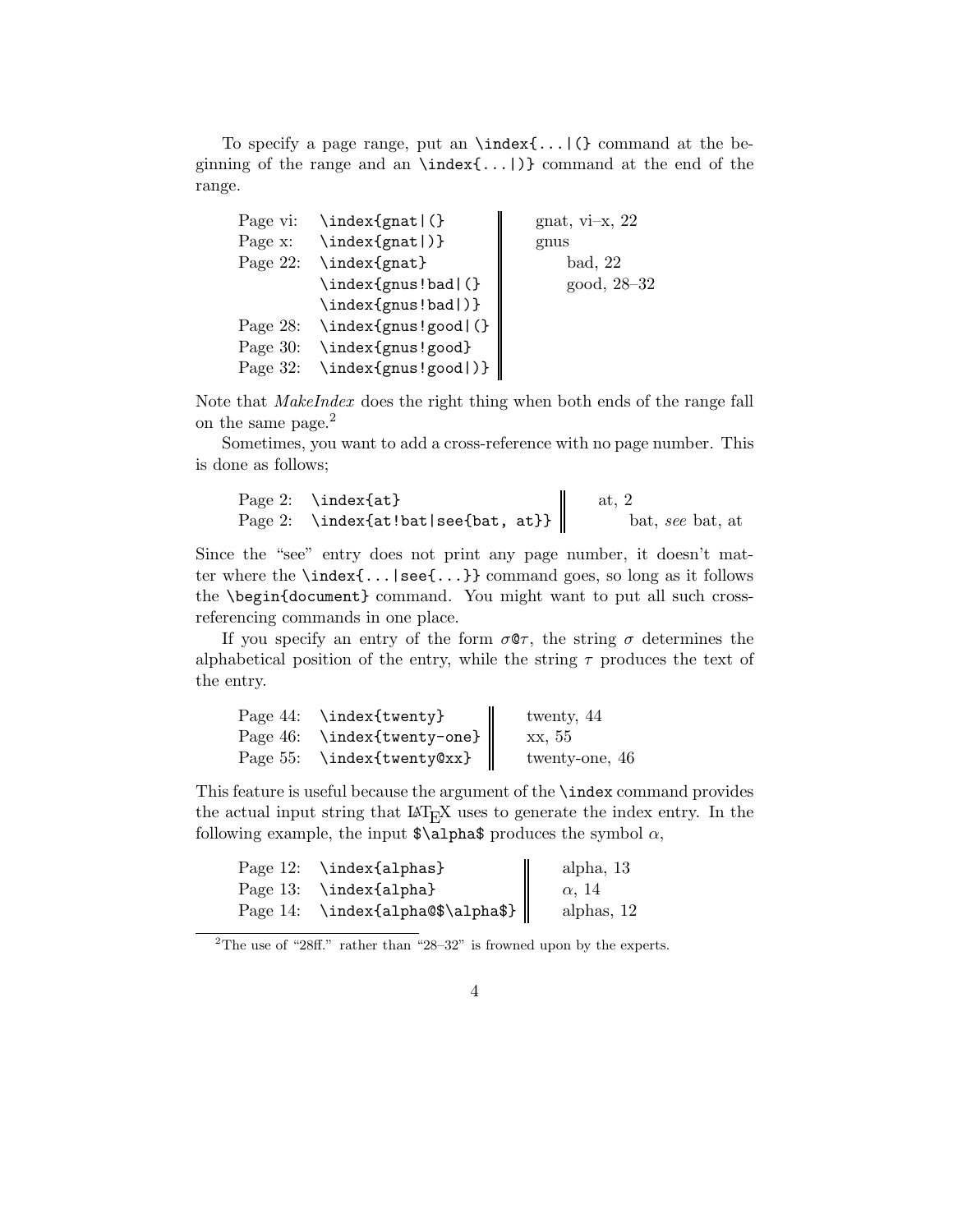To specify a page range, put an `\index{...|(}` command at the beginning of the range and an `\index{...|)}` command at the end of the range.

| | Input | Output |
|---|---|---|
| Page vi: | `\index{gnat\|(}` | gnat, vi–x, 22 |
| Page x: | `\index{gnat\|)}` | gnus |
| Page 22: | `\index{gnat}` | bad, 22 |
| | `\index{gnus!bad\|(}` | good, 28–32 |
| | `\index{gnus!bad\|)}` | |
| Page 28: | `\index{gnus!good\|(}` | |
| Page 30: | `\index{gnus!good}` | |
| Page 32: | `\index{gnus!good\|)}` | |

Note that *MakeIndex* does the right thing when both ends of the range fall on the same page.[2]

Sometimes, you want to add a cross-reference with no page number. This is done as follows;

| | Input | Output |
|---|---|---|
| Page 2: | `\index{at}` | at, 2 |
| Page 2: | `\index{at!bat\|see{bat, at}}` | bat, *see* bat, at |

Since the "see" entry does not print any page number, it doesn't matter where the `\index{...|see{...}}` command goes, so long as it follows the `\begin{document}` command. You might want to put all such cross-referencing commands in one place.

If you specify an entry of the form $\sigma$`@`$\tau$, the string $\sigma$ determines the alphabetical position of the entry, while the string $\tau$ produces the text of the entry.

| | Input | Output |
|---|---|---|
| Page 44: | `\index{twenty}` | twenty, 44 |
| Page 46: | `\index{twenty-one}` | xx, 55 |
| Page 55: | `\index{twenty@xx}` | twenty-one, 46 |

This feature is useful because the argument of the `\index` command provides the actual input string that LaTeX uses to generate the index entry. In the following example, the input `$\alpha$` produces the symbol $\alpha$,

| | Input | Output |
|---|---|---|
| Page 12: | `\index{alphas}` | alpha, 13 |
| Page 13: | `\index{alpha}` | $\alpha$, 14 |
| Page 14: | `\index{alpha@$\alpha$}` | alphas, 12 |

[2] The use of "28ff." rather than "28–32" is frowned upon by the experts.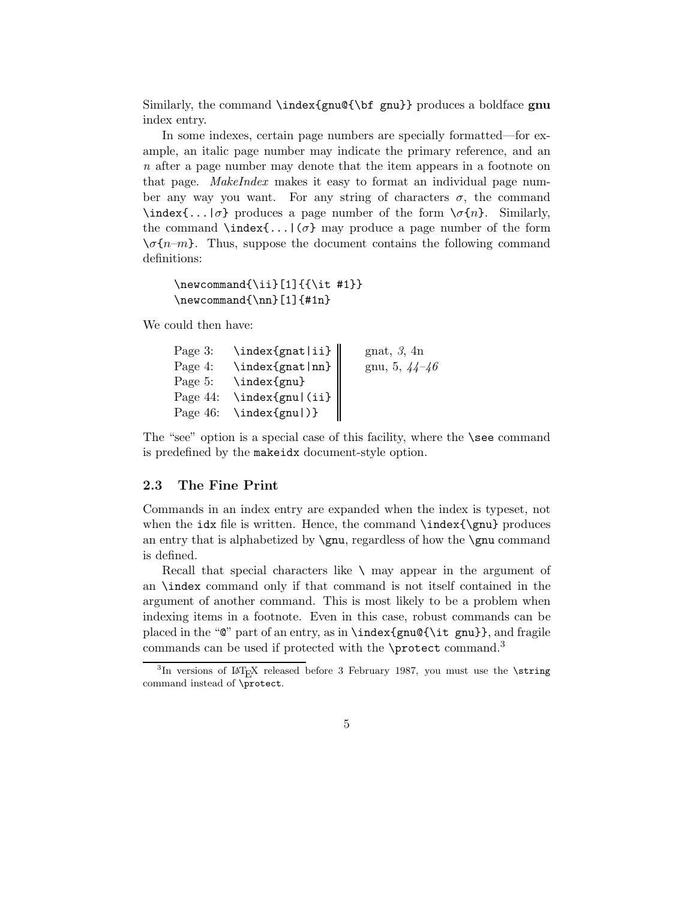Similarly, the command `\index{gnu@{\bf gnu}}` produces a boldface **gnu** index entry.

In some indexes, certain page numbers are specially formatted—for example, an italic page number may indicate the primary reference, and an *n* after a page number may denote that the item appears in a footnote on that page. *MakeIndex* makes it easy to format an individual page number any way you want. For any string of characters $\sigma$, the command `\index{...|`$\sigma$`}` produces a page number of the form `\`$\sigma$`{`$n$`}`. Similarly, the command `\index{...|(`$\sigma$`}` may produce a page number of the form `\`$\sigma$`{`$n$–$m$`}`. Thus, suppose the document contains the following command definitions:

```
\newcommand{\ii}[1]{{\it #1}}
\newcommand{\nn}[1]{#1n}
```

We could then have:

| | | |
|---|---|---|
| Page 3: | `\index{gnat|ii}` | gnat, *3*, 4n |
| Page 4: | `\index{gnat|nn}` | gnu, 5, *44–46* |
| Page 5: | `\index{gnu}` | |
| Page 44: | `\index{gnu|(ii}` | |
| Page 46: | `\index{gnu|)}` | |

The "see" option is a special case of this facility, where the `\see` command is predefined by the `makeidx` document-style option.

### 2.3 The Fine Print

Commands in an index entry are expanded when the index is typeset, not when the `idx` file is written. Hence, the command `\index{\gnu}` produces an entry that is alphabetized by `\gnu`, regardless of how the `\gnu` command is defined.

Recall that special characters like `\` may appear in the argument of an `\index` command only if that command is not itself contained in the argument of another command. This is most likely to be a problem when indexing items in a footnote. Even in this case, robust commands can be placed in the "`@`" part of an entry, as in `\index{gnu@{\it gnu}}`, and fragile commands can be used if protected with the `\protect` command.[3]

[3] In versions of LaTeX released before 3 February 1987, you must use the `\string` command instead of `\protect`.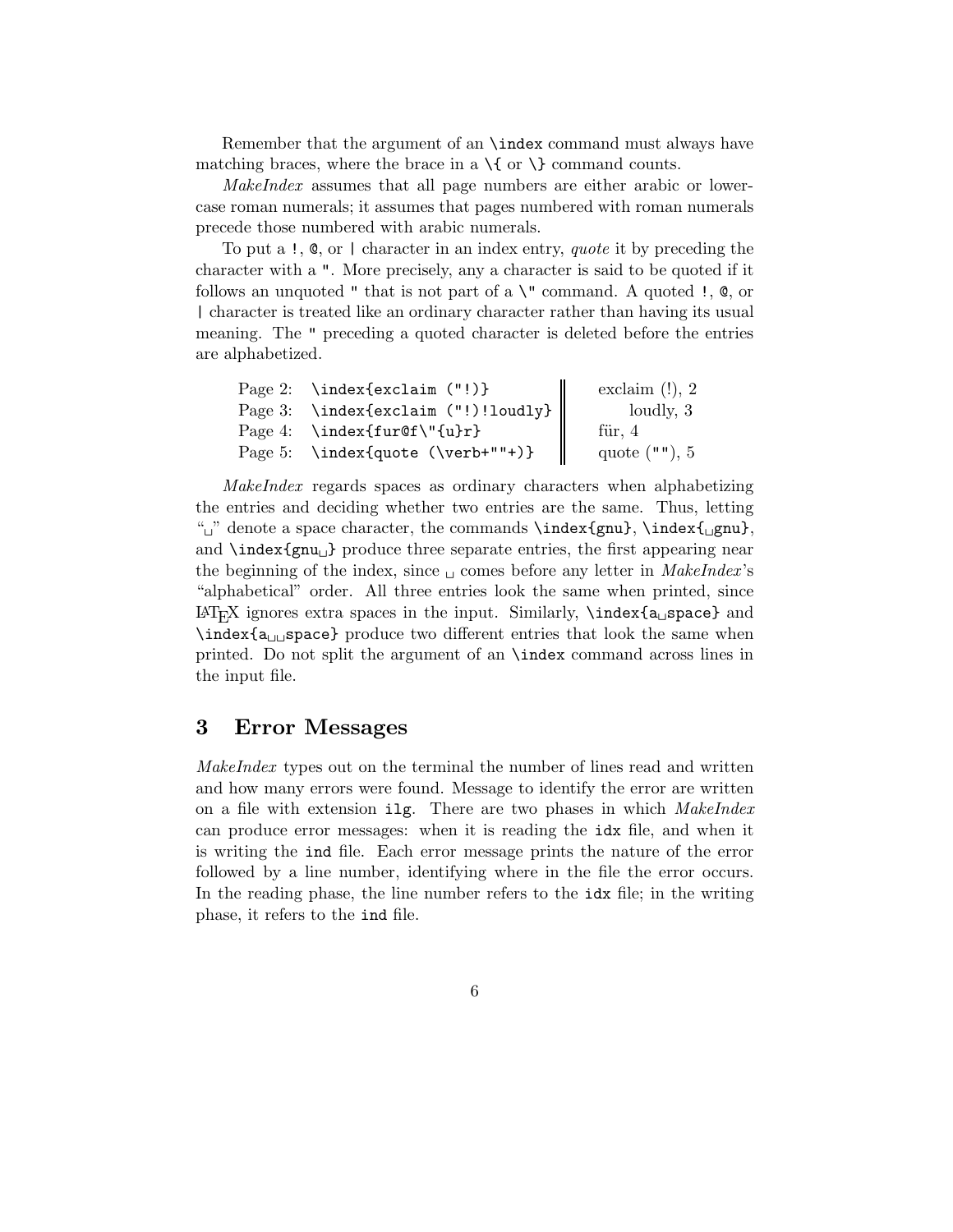Remember that the argument of an `\index` command must always have matching braces, where the brace in a `\{` or `\}` command counts.

*MakeIndex* assumes that all page numbers are either arabic or lowercase roman numerals; it assumes that pages numbered with roman numerals precede those numbered with arabic numerals.

To put a `!`, `@`, or `|` character in an index entry, *quote* it by preceding the character with a `"`. More precisely, any a character is said to be quoted if it follows an unquoted `"` that is not part of a `\"` command. A quoted `!`, `@`, or `|` character is treated like an ordinary character rather than having its usual meaning. The `"` preceding a quoted character is deleted before the entries are alphabetized.

| | | |
|---|---|---|
| Page 2: | `\index{exclaim ("!)}` | exclaim (!), 2 |
| Page 3: | `\index{exclaim ("!)!loudly}` | loudly, 3 |
| Page 4: | `\index{fur@f\"{u}r}` | für, 4 |
| Page 5: | `\index{quote (\verb+""+)}` | quote (`""`), 5 |

*MakeIndex* regards spaces as ordinary characters when alphabetizing the entries and deciding whether two entries are the same. Thus, letting "␣" denote a space character, the commands `\index{gnu}`, `\index{␣gnu}`, and `\index{gnu␣}` produce three separate entries, the first appearing near the beginning of the index, since ␣ comes before any letter in *MakeIndex*'s "alphabetical" order. All three entries look the same when printed, since LaTeX ignores extra spaces in the input. Similarly, `\index{a␣space}` and `\index{a␣␣space}` produce two different entries that look the same when printed. Do not split the argument of an `\index` command across lines in the input file.

## 3 Error Messages

*MakeIndex* types out on the terminal the number of lines read and written and how many errors were found. Message to identify the error are written on a file with extension `ilg`. There are two phases in which *MakeIndex* can produce error messages: when it is reading the `idx` file, and when it is writing the `ind` file. Each error message prints the nature of the error followed by a line number, identifying where in the file the error occurs. In the reading phase, the line number refers to the `idx` file; in the writing phase, it refers to the `ind` file.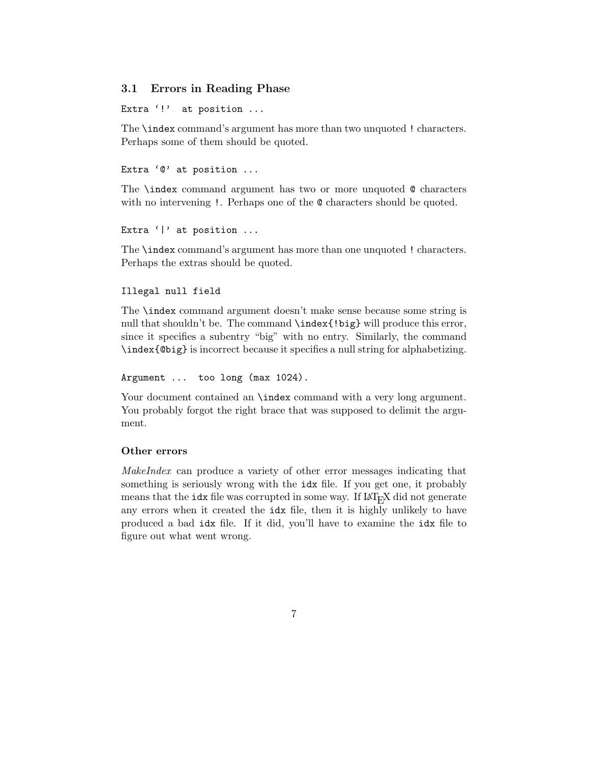### 3.1 Errors in Reading Phase

`Extra '!'  at position ...`

The `\index` command's argument has more than two unquoted `!` characters. Perhaps some of them should be quoted.

`Extra '@' at position ...`

The `\index` command argument has two or more unquoted `@` characters with no intervening `!`. Perhaps one of the `@` characters should be quoted.

`Extra '|' at position ...`

The `\index` command's argument has more than one unquoted `!` characters. Perhaps the extras should be quoted.

`Illegal null field`

The `\index` command argument doesn't make sense because some string is null that shouldn't be. The command `\index{!big}` will produce this error, since it specifies a subentry "big" with no entry. Similarly, the command `\index{@big}` is incorrect because it specifies a null string for alphabetizing.

`Argument ...  too long (max 1024).`

Your document contained an `\index` command with a very long argument. You probably forgot the right brace that was supposed to delimit the argument.

#### Other errors

*MakeIndex* can produce a variety of other error messages indicating that something is seriously wrong with the `idx` file. If you get one, it probably means that the `idx` file was corrupted in some way. If LaTeX did not generate any errors when it created the `idx` file, then it is highly unlikely to have produced a bad `idx` file. If it did, you'll have to examine the `idx` file to figure out what went wrong.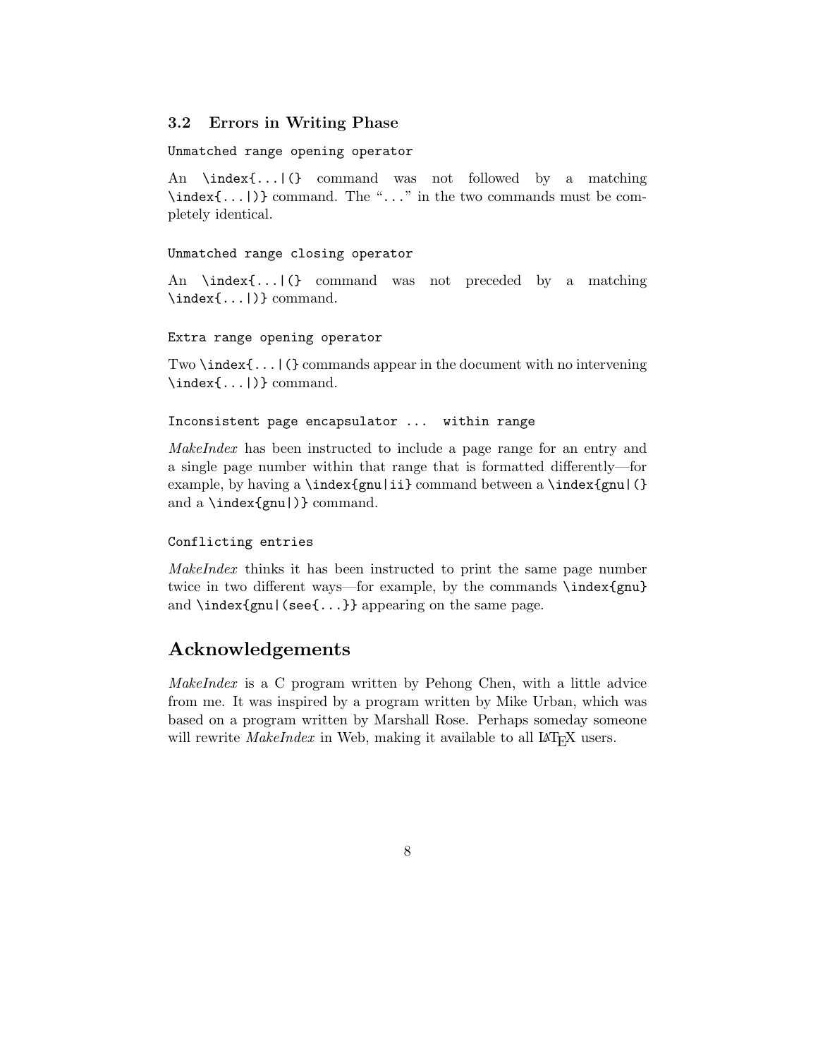### 3.2 Errors in Writing Phase

`Unmatched range opening operator`

An `\index{...|(}` command was not followed by a matching `\index{...|)}` command. The "`...`" in the two commands must be completely identical.

`Unmatched range closing operator`

An `\index{...|(}` command was not preceded by a matching `\index{...|)}` command.

`Extra range opening operator`

Two `\index{...|(}` commands appear in the document with no intervening `\index{...|)}` command.

`Inconsistent page encapsulator ... within range`

*MakeIndex* has been instructed to include a page range for an entry and a single page number within that range that is formatted differently—for example, by having a `\index{gnu|ii}` command between a `\index{gnu|(}` and a `\index{gnu|)}` command.

`Conflicting entries`

*MakeIndex* thinks it has been instructed to print the same page number twice in two different ways—for example, by the commands `\index{gnu}` and `\index{gnu|(see{...}}` appearing on the same page.

## Acknowledgements

*MakeIndex* is a C program written by Pehong Chen, with a little advice from me. It was inspired by a program written by Mike Urban, which was based on a program written by Marshall Rose. Perhaps someday someone will rewrite *MakeIndex* in Web, making it available to all LaTeX users.